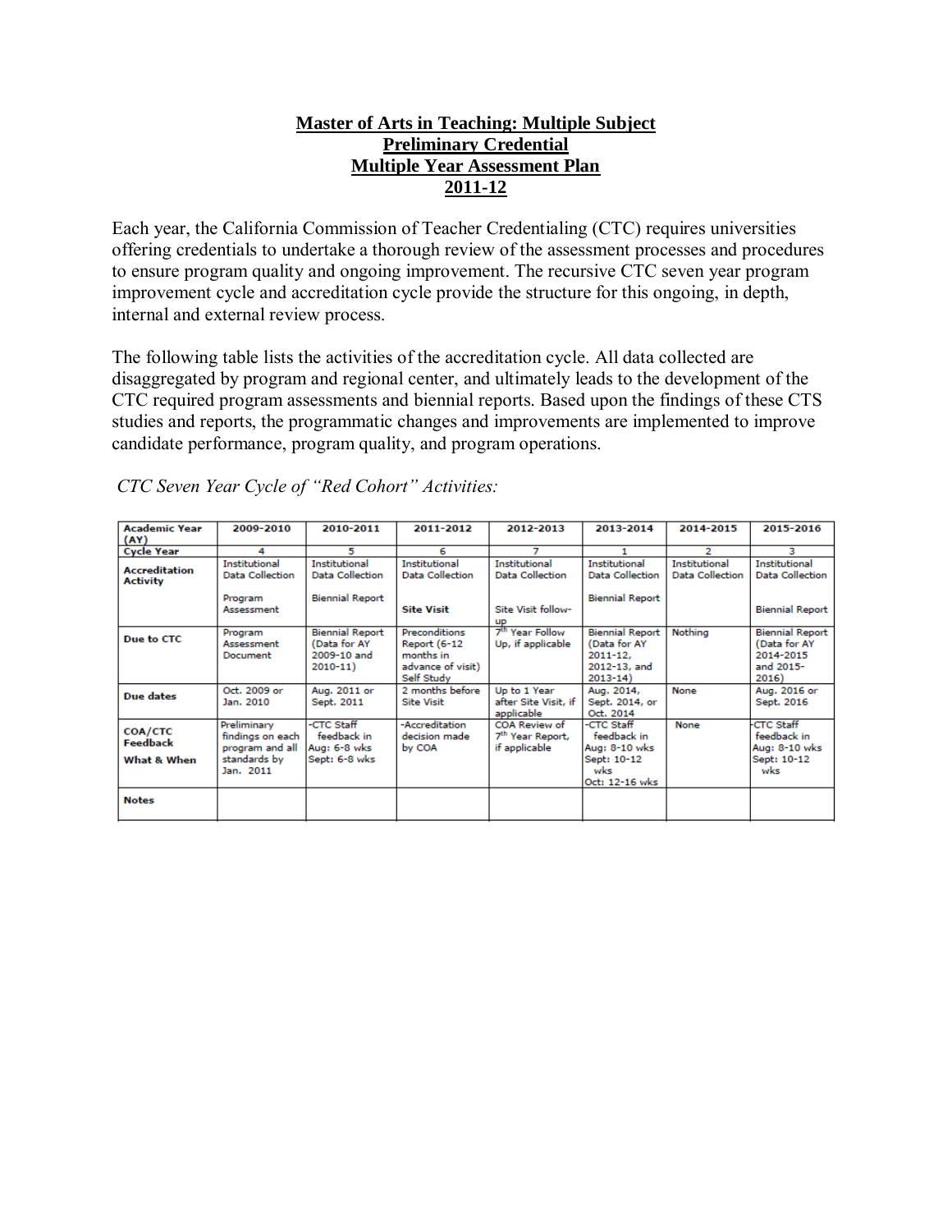# Master of Arts in Teaching: Multiple Subject
## Preliminary Credential
## Multiple Year Assessment Plan
## 2011-12

Each year, the California Commission of Teacher Credentialing (CTC) requires universities offering credentials to undertake a thorough review of the assessment processes and procedures to ensure program quality and ongoing improvement. The recursive CTC seven year program improvement cycle and accreditation cycle provide the structure for this ongoing, in depth, internal and external review process.

The following table lists the activities of the accreditation cycle. All data collected are disaggregated by program and regional center, and ultimately leads to the development of the CTC required program assessments and biennial reports. Based upon the findings of these CTS studies and reports, the programmatic changes and improvements are implemented to improve candidate performance, program quality, and program operations.

*CTC Seven Year Cycle of "Red Cohort" Activities:*

| Academic Year (AY) | 2009-2010 | 2010-2011 | 2011-2012 | 2012-2013 | 2013-2014 | 2014-2015 | 2015-2016 |
|---|---|---|---|---|---|---|---|
| Cycle Year | 4 | 5 | 6 | 7 | 1 | 2 | 3 |
| Accreditation Activity | Institutional Data Collection<br><br>Program Assessment | Institutional Data Collection<br><br>Biennial Report | Institutional Data Collection<br><br>**Site Visit** | Institutional Data Collection<br><br>Site Visit follow-up | Institutional Data Collection<br><br>Biennial Report | Institutional Data Collection | Institutional Data Collection<br><br>Biennial Report |
| Due to CTC | Program Assessment Document | Biennial Report (Data for AY 2009-10 and 2010-11) | Preconditions Report (6-12 months in advance of visit) Self Study | 7th Year Follow Up, if applicable | Biennial Report (Data for AY 2011-12, 2012-13, and 2013-14) | Nothing | Biennial Report (Data for AY 2014-2015 and 2015-2016) |
| Due dates | Oct. 2009 or Jan. 2010 | Aug. 2011 or Sept. 2011 | 2 months before Site Visit | Up to 1 Year after Site Visit, if applicable | Aug. 2014, Sept. 2014, or Oct. 2014 | None | Aug. 2016 or Sept. 2016 |
| COA/CTC Feedback<br>What & When | Preliminary findings on each program and all standards by Jan. 2011 | -CTC Staff feedback in Aug: 6-8 wks Sept: 6-8 wks | -Accreditation decision made by COA | COA Review of 7th Year Report, if applicable | -CTC Staff feedback in Aug: 8-10 wks Sept: 10-12 wks Oct: 12-16 wks | None | -CTC Staff feedback in Aug: 8-10 wks Sept: 10-12 wks |
| Notes | | | | | | | |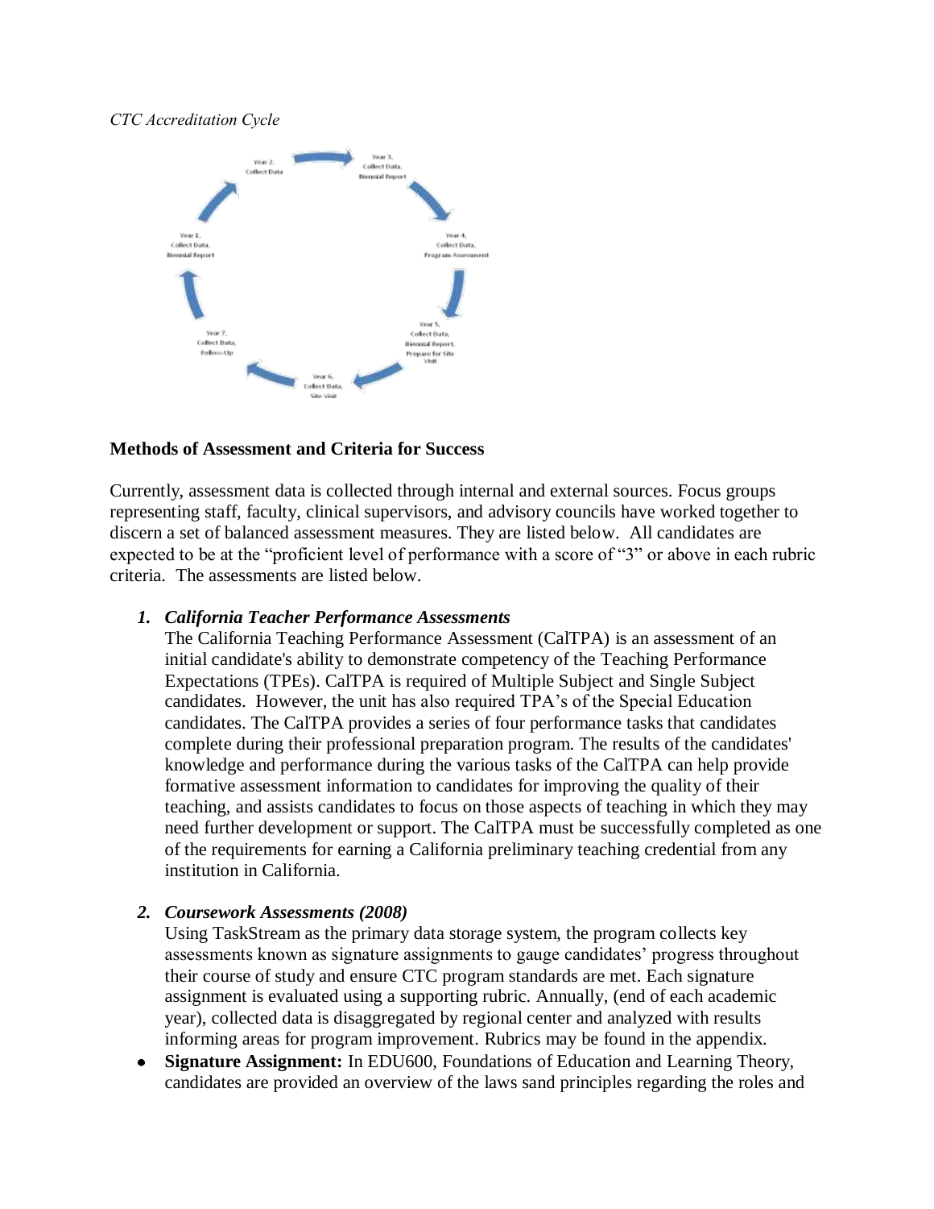*CTC Accreditation Cycle*

Year 1, Collect Data, Biennial Report

Year 2, Collect Data

Year 3, Collect Data, Biennial Report

Year 4, Collect Data, Program Assessment

Year 5, Collect Data, Biennial Report, Prepare for Site Visit

Year 6, Collect Data, Site Visit

Year 7, Collect Data, Follow-Up

**Methods of Assessment and Criteria for Success**

Currently, assessment data is collected through internal and external sources. Focus groups representing staff, faculty, clinical supervisors, and advisory councils have worked together to discern a set of balanced assessment measures. They are listed below. All candidates are expected to be at the "proficient level of performance with a score of "3" or above in each rubric criteria. The assessments are listed below.

1. ***California Teacher Performance Assessments***
   The California Teaching Performance Assessment (CalTPA) is an assessment of an initial candidate's ability to demonstrate competency of the Teaching Performance Expectations (TPEs). CalTPA is required of Multiple Subject and Single Subject candidates. However, the unit has also required TPA's of the Special Education candidates. The CalTPA provides a series of four performance tasks that candidates complete during their professional preparation program. The results of the candidates' knowledge and performance during the various tasks of the CalTPA can help provide formative assessment information to candidates for improving the quality of their teaching, and assists candidates to focus on those aspects of teaching in which they may need further development or support. The CalTPA must be successfully completed as one of the requirements for earning a California preliminary teaching credential from any institution in California.

2. ***Coursework Assessments (2008)***
   Using TaskStream as the primary data storage system, the program collects key assessments known as signature assignments to gauge candidates' progress throughout their course of study and ensure CTC program standards are met. Each signature assignment is evaluated using a supporting rubric. Annually, (end of each academic year), collected data is disaggregated by regional center and analyzed with results informing areas for program improvement. Rubrics may be found in the appendix.

- **Signature Assignment:** In EDU600, Foundations of Education and Learning Theory, candidates are provided an overview of the laws sand principles regarding the roles and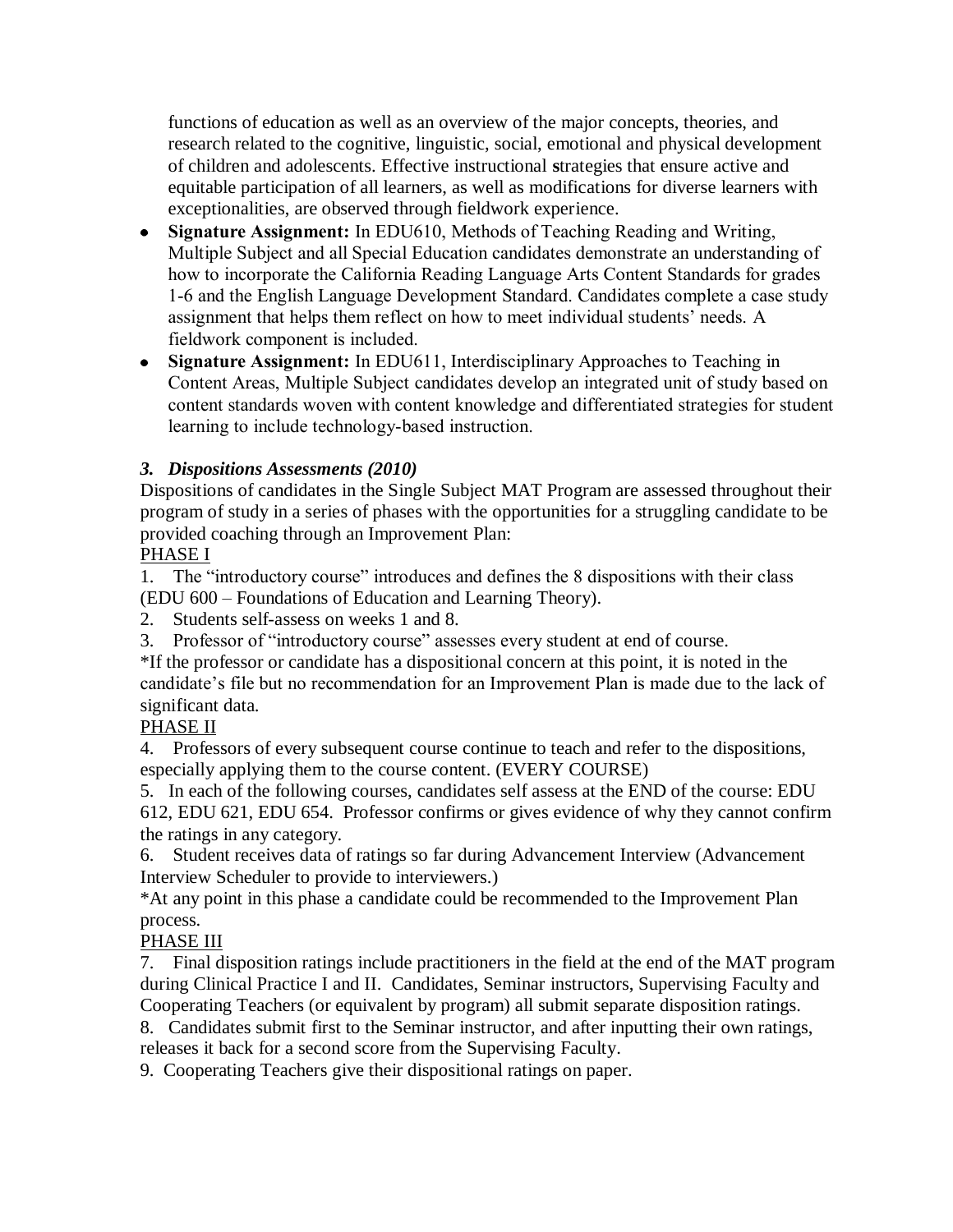functions of education as well as an overview of the major concepts, theories, and research related to the cognitive, linguistic, social, emotional and physical development of children and adolescents. Effective instructional **s**trategies that ensure active and equitable participation of all learners, as well as modifications for diverse learners with exceptionalities, are observed through fieldwork experience.

- **Signature Assignment:** In EDU610, Methods of Teaching Reading and Writing, Multiple Subject and all Special Education candidates demonstrate an understanding of how to incorporate the California Reading Language Arts Content Standards for grades 1-6 and the English Language Development Standard. Candidates complete a case study assignment that helps them reflect on how to meet individual students' needs. A fieldwork component is included.
- **Signature Assignment:** In EDU611, Interdisciplinary Approaches to Teaching in Content Areas, Multiple Subject candidates develop an integrated unit of study based on content standards woven with content knowledge and differentiated strategies for student learning to include technology-based instruction.

### *3. Dispositions Assessments (2010)*

Dispositions of candidates in the Single Subject MAT Program are assessed throughout their program of study in a series of phases with the opportunities for a struggling candidate to be provided coaching through an Improvement Plan:

<u>PHASE I</u>

1. The "introductory course" introduces and defines the 8 dispositions with their class (EDU 600 – Foundations of Education and Learning Theory).
2. Students self-assess on weeks 1 and 8.
3. Professor of "introductory course" assesses every student at end of course.

*If the professor or candidate has a dispositional concern at this point, it is noted in the candidate's file but no recommendation for an Improvement Plan is made due to the lack of significant data.

<u>PHASE II</u>

4. Professors of every subsequent course continue to teach and refer to the dispositions, especially applying them to the course content. (EVERY COURSE)
5. In each of the following courses, candidates self assess at the END of the course: EDU 612, EDU 621, EDU 654. Professor confirms or gives evidence of why they cannot confirm the ratings in any category.
6. Student receives data of ratings so far during Advancement Interview (Advancement Interview Scheduler to provide to interviewers.)

*At any point in this phase a candidate could be recommended to the Improvement Plan process.

<u>PHASE III</u>

7. Final disposition ratings include practitioners in the field at the end of the MAT program during Clinical Practice I and II. Candidates, Seminar instructors, Supervising Faculty and Cooperating Teachers (or equivalent by program) all submit separate disposition ratings.
8. Candidates submit first to the Seminar instructor, and after inputting their own ratings, releases it back for a second score from the Supervising Faculty.
9. Cooperating Teachers give their dispositional ratings on paper.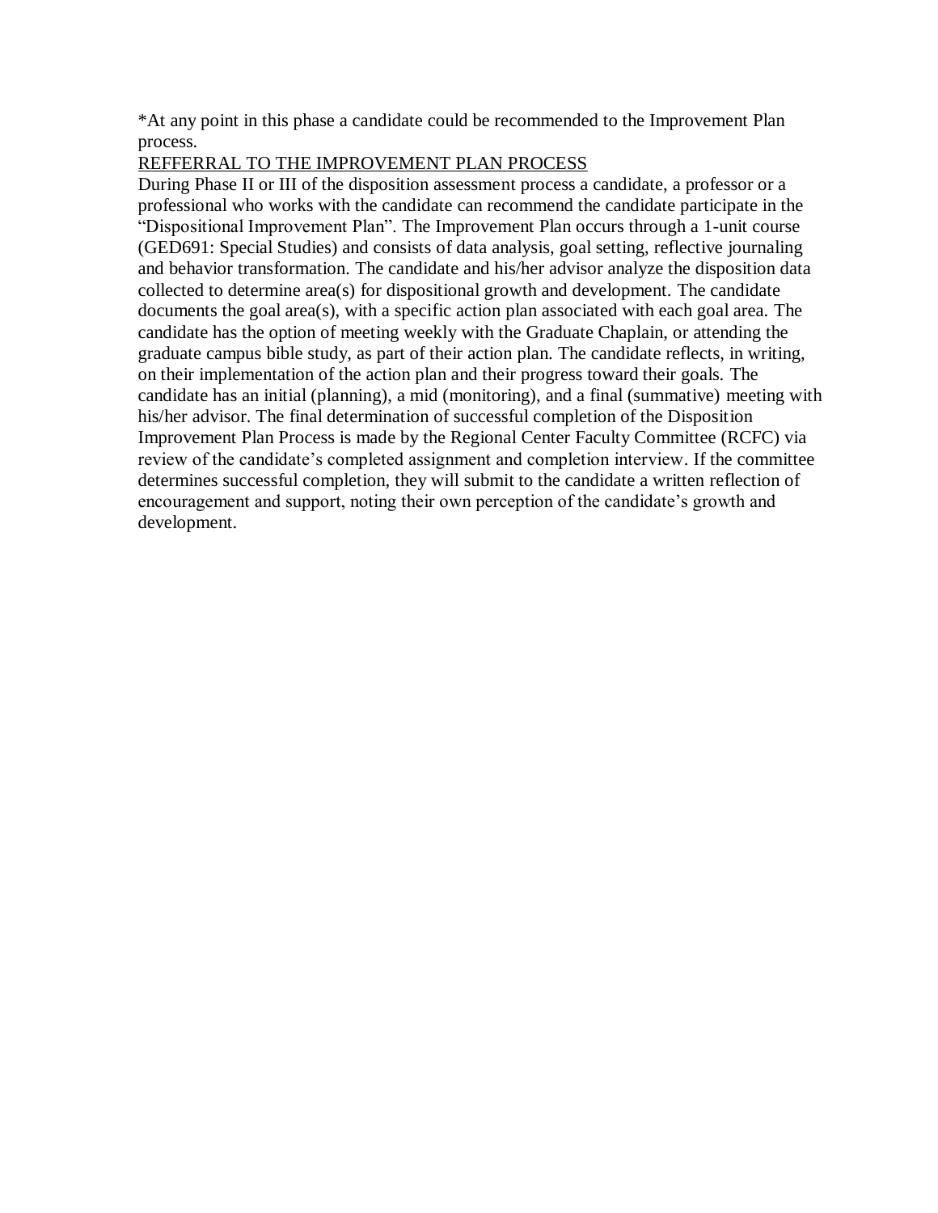*At any point in this phase a candidate could be recommended to the Improvement Plan process.

<u>REFFERRAL TO THE IMPROVEMENT PLAN PROCESS</u>

During Phase II or III of the disposition assessment process a candidate, a professor or a professional who works with the candidate can recommend the candidate participate in the “Dispositional Improvement Plan”. The Improvement Plan occurs through a 1-unit course (GED691: Special Studies) and consists of data analysis, goal setting, reflective journaling and behavior transformation. The candidate and his/her advisor analyze the disposition data collected to determine area(s) for dispositional growth and development. The candidate documents the goal area(s), with a specific action plan associated with each goal area. The candidate has the option of meeting weekly with the Graduate Chaplain, or attending the graduate campus bible study, as part of their action plan. The candidate reflects, in writing, on their implementation of the action plan and their progress toward their goals. The candidate has an initial (planning), a mid (monitoring), and a final (summative) meeting with his/her advisor. The final determination of successful completion of the Disposition Improvement Plan Process is made by the Regional Center Faculty Committee (RCFC) via review of the candidate’s completed assignment and completion interview. If the committee determines successful completion, they will submit to the candidate a written reflection of encouragement and support, noting their own perception of the candidate’s growth and development.